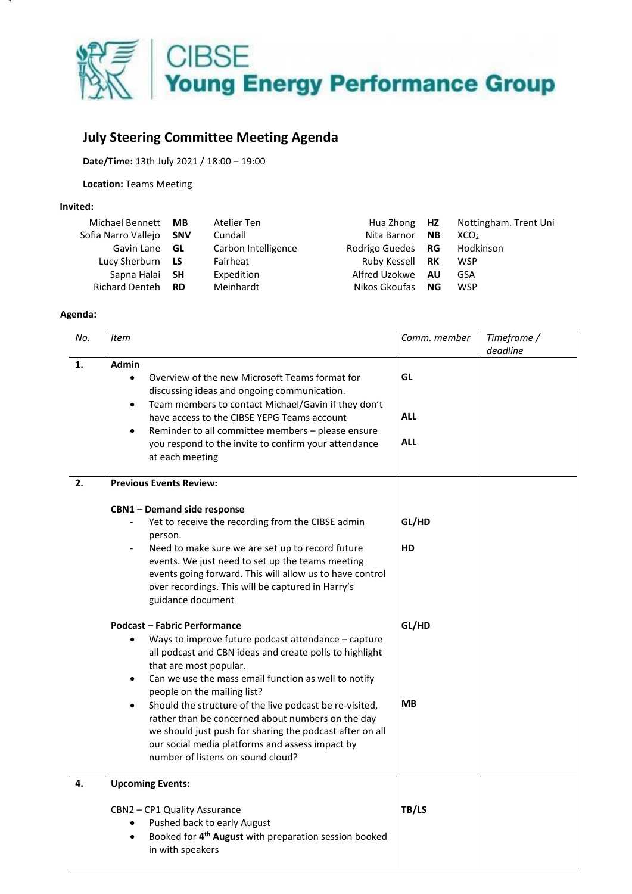# CIBSE Young Energy Performance Group

## July Steering Committee Meeting Agenda

**Date/Time:** 13th July 2021 / 18:00 – 19:00

**Location:** Teams Meeting

**Invited:**

| Name | Initials | Organisation | Name | Initials | Organisation |
|---|---|---|---|---|---|
| Michael Bennett | **MB** | Atelier Ten | Hua Zhong | **HZ** | Nottingham. Trent Uni |
| Sofia Narro Vallejo | **SNV** | Cundall | Nita Barnor | **NB** | $XCO_2$ |
| Gavin Lane | **GL** | Carbon Intelligence | Rodrigo Guedes | **RG** | Hodkinson |
| Lucy Sherburn | **LS** | Fairheat | Ruby Kessell | **RK** | WSP |
| Sapna Halai | **SH** | Expedition | Alfred Uzokwe | **AU** | GSA |
| Richard Denteh | **RD** | Meinhardt | Nikos Gkoufas | **NG** | WSP |

**Agenda:**

| *No.* | *Item* | *Comm. member* | *Timeframe / deadline* |
|---|---|---|---|
| **1.** | **Admin**<br>• Overview of the new Microsoft Teams format for discussing ideas and ongoing communication.<br>• Team members to contact Michael/Gavin if they don't have access to the CIBSE YEPG Teams account<br>• Reminder to all committee members – please ensure you respond to the invite to confirm your attendance at each meeting | **GL**<br><br>**ALL**<br><br>**ALL** | |
| **2.** | **Previous Events Review:**<br><br>**CBN1 – Demand side response**<br>- Yet to receive the recording from the CIBSE admin person.<br>- Need to make sure we are set up to record future events. We just need to set up the teams meeting events going forward. This will allow us to have control over recordings. This will be captured in Harry's guidance document<br><br>**Podcast – Fabric Performance**<br>• Ways to improve future podcast attendance – capture all podcast and CBN ideas and create polls to highlight that are most popular.<br>• Can we use the mass email function as well to notify people on the mailing list?<br>• Should the structure of the live podcast be re-visited, rather than be concerned about numbers on the day we should just push for sharing the podcast after on all our social media platforms and assess impact by number of listens on sound cloud? | <br><br>**GL/HD**<br><br>**HD**<br><br><br>**GL/HD**<br><br><br>**MB** | |
| **4.** | **Upcoming Events:**<br><br>CBN2 – CP1 Quality Assurance<br>• Pushed back to early August<br>• Booked for **4th August** with preparation session booked in with speakers | <br><br>**TB/LS** | |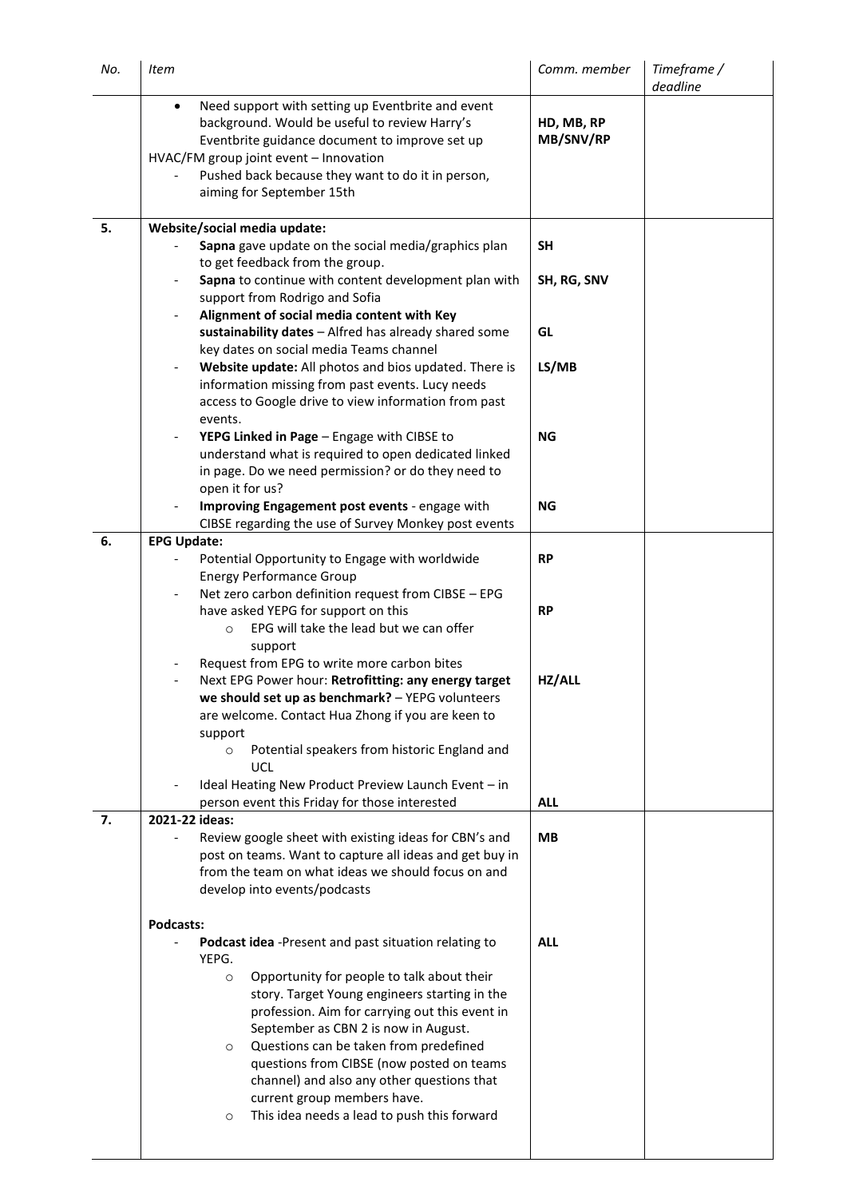| No. | Item | Comm. member | Timeframe / deadline |
|---|---|---|---|
| | • Need support with setting up Eventbrite and event background. Would be useful to review Harry's Eventbrite guidance document to improve set up<br>HVAC/FM group joint event – Innovation<br>- Pushed back because they want to do it in person, aiming for September 15th | **HD, MB, RP MB/SNV/RP** | |
| 5. | **Website/social media update:**<br>- **Sapna** gave update on the social media/graphics plan to get feedback from the group.<br>- **Sapna** to continue with content development plan with support from Rodrigo and Sofia<br>- **Alignment of social media content with Key sustainability dates** – Alfred has already shared some key dates on social media Teams channel<br>- **Website update:** All photos and bios updated. There is information missing from past events. Lucy needs access to Google drive to view information from past events.<br>- **YEPG Linked in Page** – Engage with CIBSE to understand what is required to open dedicated linked in page. Do we need permission? or do they need to open it for us?<br>- **Improving Engagement post events** - engage with CIBSE regarding the use of Survey Monkey post events | **SH**<br><br>**SH, RG, SNV**<br><br>**GL**<br><br>**LS/MB**<br><br>**NG**<br><br>**NG** | |
| 6. | **EPG Update:**<br>- Potential Opportunity to Engage with worldwide Energy Performance Group<br>- Net zero carbon definition request from CIBSE – EPG have asked YEPG for support on this<br>  ○ EPG will take the lead but we can offer support<br>- Request from EPG to write more carbon bites<br>- Next EPG Power hour: **Retrofitting: any energy target we should set up as benchmark?** – YEPG volunteers are welcome. Contact Hua Zhong if you are keen to support<br>  ○ Potential speakers from historic England and UCL<br>- Ideal Heating New Product Preview Launch Event – in person event this Friday for those interested | **RP**<br><br>**RP**<br><br>**HZ/ALL**<br><br>**ALL** | |
| 7. | **2021-22 ideas:**<br>- Review google sheet with existing ideas for CBN's and post on teams. Want to capture all ideas and get buy in from the team on what ideas we should focus on and develop into events/podcasts<br><br>**Podcasts:**<br>- **Podcast idea** -Present and past situation relating to YEPG.<br>  ○ Opportunity for people to talk about their story. Target Young engineers starting in the profession. Aim for carrying out this event in September as CBN 2 is now in August.<br>  ○ Questions can be taken from predefined questions from CIBSE (now posted on teams channel) and also any other questions that current group members have.<br>  ○ This idea needs a lead to push this forward | **MB**<br><br>**ALL** | |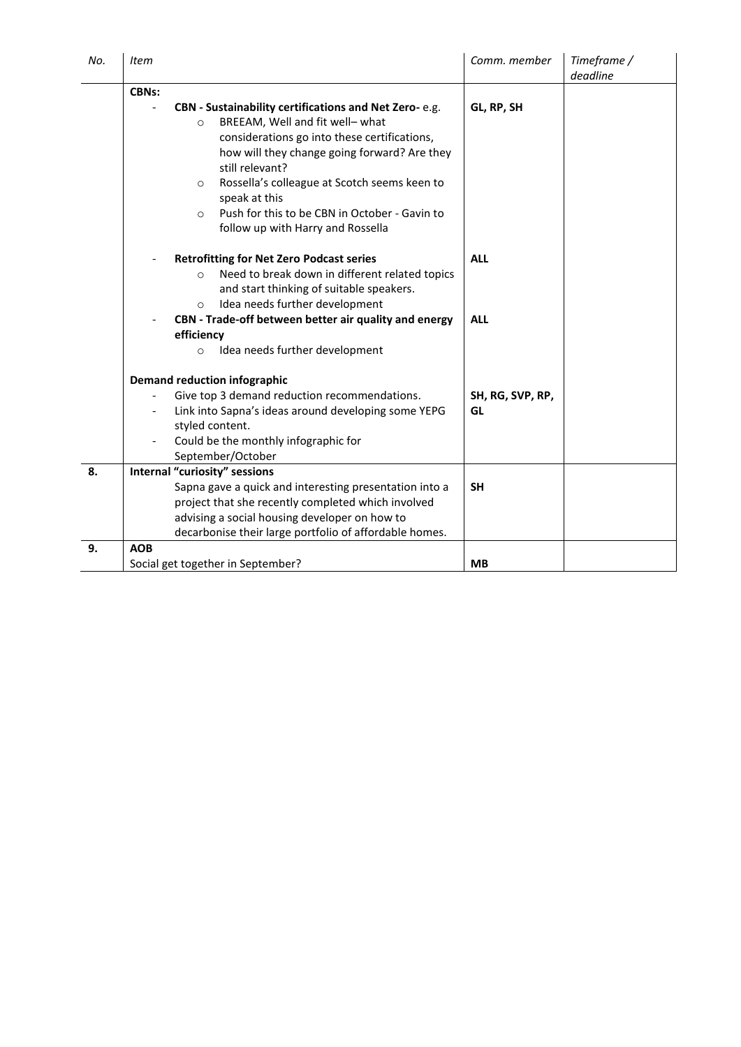| *No.* | *Item* | *Comm. member* | *Timeframe / deadline* |
|---|---|---|---|
| | **CBNs:**<br>- **CBN - Sustainability certifications and Net Zero-** e.g.<br>  ○ BREEAM, Well and fit well– what considerations go into these certifications, how will they change going forward? Are they still relevant?<br>  ○ Rossella's colleague at Scotch seems keen to speak at this<br>  ○ Push for this to be CBN in October - Gavin to follow up with Harry and Rossella | **GL, RP, SH** | |
| | - **Retrofitting for Net Zero Podcast series**<br>  ○ Need to break down in different related topics and start thinking of suitable speakers.<br>  ○ Idea needs further development | **ALL** | |
| | - **CBN - Trade-off between better air quality and energy efficiency**<br>  ○ Idea needs further development | **ALL** | |
| | **Demand reduction infographic**<br>- Give top 3 demand reduction recommendations.<br>- Link into Sapna's ideas around developing some YEPG styled content.<br>- Could be the monthly infographic for September/October | **SH, RG, SVP, RP, GL** | |
| **8.** | **Internal "curiosity" sessions**<br>Sapna gave a quick and interesting presentation into a project that she recently completed which involved advising a social housing developer on how to decarbonise their large portfolio of affordable homes. | **SH** | |
| **9.** | **AOB**<br>Social get together in September? | **MB** | |